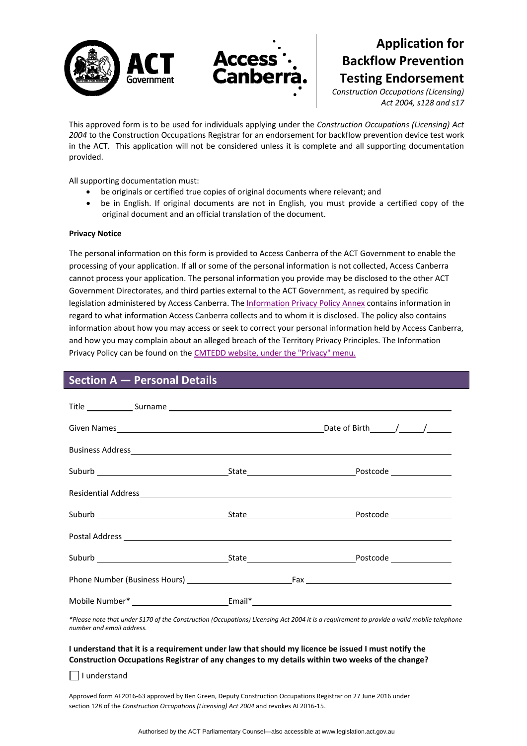# Application for Backflow Prevention Testing Endorsement

*Construction Occupations (Licensing) Act 2004, s128 and s17*

This approved form is to be used for individuals applying under the *Construction Occupations (Licensing) Act 2004* to the Construction Occupations Registrar for an endorsement for backflow prevention device test work in the ACT. This application will not be considered unless it is complete and all supporting documentation provided.

All supporting documentation must:

- be originals or certified true copies of original documents where relevant; and
- be in English. If original documents are not in English, you must provide a certified copy of the original document and an official translation of the document.

**Privacy Notice**

The personal information on this form is provided to Access Canberra of the ACT Government to enable the processing of your application. If all or some of the personal information is not collected, Access Canberra cannot process your application. The personal information you provide may be disclosed to the other ACT Government Directorates, and third parties external to the ACT Government, as required by specific legislation administered by Access Canberra. The Information Privacy Policy Annex contains information in regard to what information Access Canberra collects and to whom it is disclosed. The policy also contains information about how you may access or seek to correct your personal information held by Access Canberra, and how you may complain about an alleged breach of the Territory Privacy Principles. The Information Privacy Policy can be found on the CMTEDD website, under the "Privacy" menu.

## Section A — Personal Details

Title __________ Surname ______________________________

Given Names ______________________________ Date of Birth ____/____/____

Business Address ______________________________

Suburb ______________ State ______________ Postcode ________

Residential Address ______________________________

Suburb ______________ State ______________ Postcode ________

Postal Address ______________________________

Suburb ______________ State ______________ Postcode ________

Phone Number (Business Hours) ______________ Fax ______________

Mobile Number* ______________ Email* ______________________________

*\*Please note that under S170 of the Construction (Occupations) Licensing Act 2004 it is a requirement to provide a valid mobile telephone number and email address.*

**I understand that it is a requirement under law that should my licence be issued I must notify the Construction Occupations Registrar of any changes to my details within two weeks of the change?**

☐ I understand

Approved form AF2016-63 approved by Ben Green, Deputy Construction Occupations Registrar on 27 June 2016 under section 128 of the *Construction Occupations (Licensing) Act 2004* and revokes AF2016-15.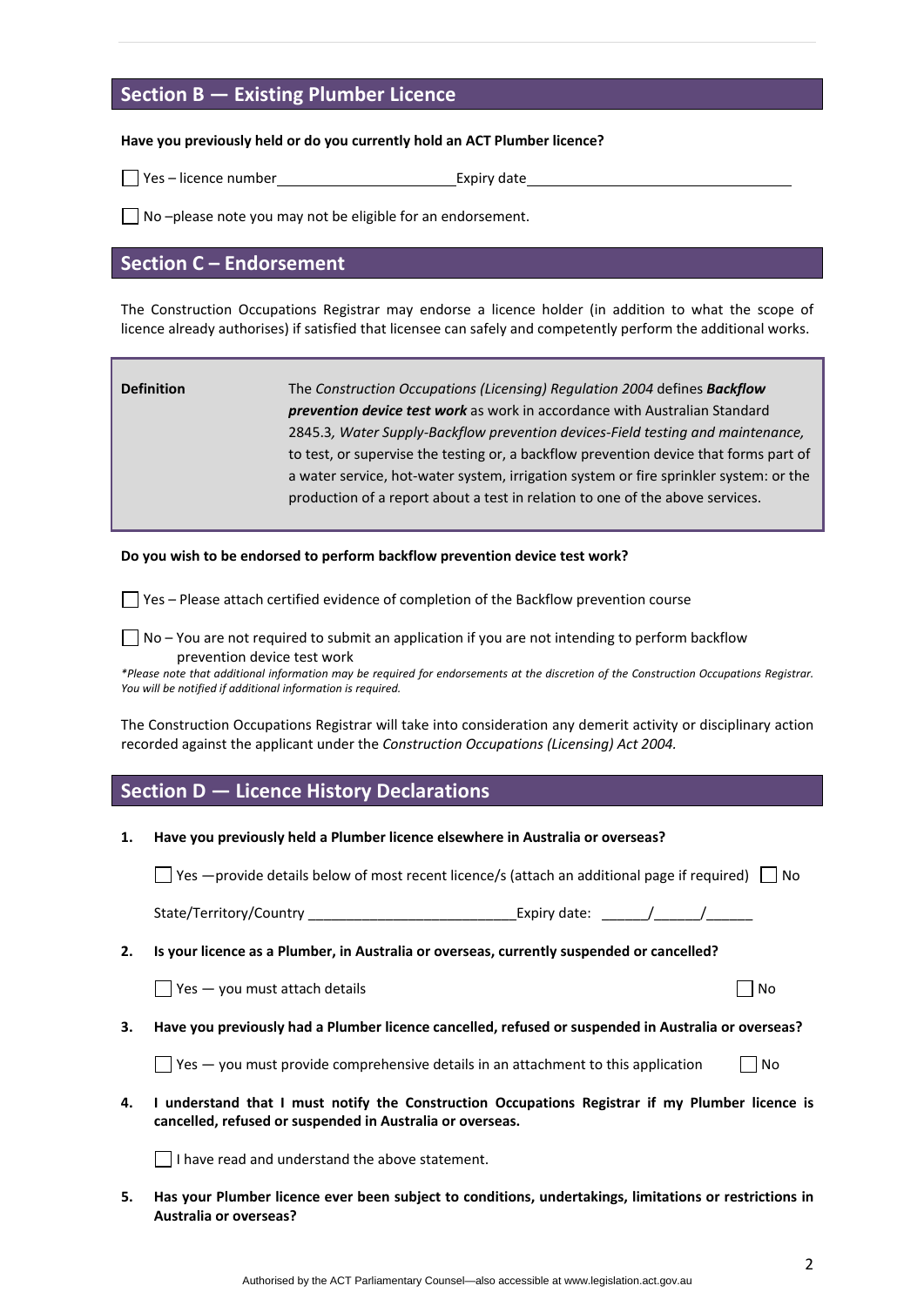## Section B — Existing Plumber Licence

**Have you previously held or do you currently hold an ACT Plumber licence?**

☐ Yes – licence number\_\_\_\_\_\_\_\_\_\_\_\_\_\_\_\_\_\_\_\_\_\_\_\_ Expiry date\_\_\_\_\_\_\_\_\_\_\_\_\_\_\_\_\_\_\_\_\_\_\_\_\_\_\_\_\_\_\_\_\_\_\_\_\_\_

☐ No –please note you may not be eligible for an endorsement.

## Section C – Endorsement

The Construction Occupations Registrar may endorse a licence holder (in addition to what the scope of licence already authorises) if satisfied that licensee can safely and competently perform the additional works.

| **Definition** | The *Construction Occupations (Licensing) Regulation 2004* defines ***Backflow prevention device test work*** as work in accordance with Australian Standard 2845.3*, Water Supply-Backflow prevention devices-Field testing and maintenance,* to test, or supervise the testing or, a backflow prevention device that forms part of a water service, hot-water system, irrigation system or fire sprinkler system: or the production of a report about a test in relation to one of the above services. |
|---|---|

**Do you wish to be endorsed to perform backflow prevention device test work?**

☐ Yes – Please attach certified evidence of completion of the Backflow prevention course

☐ No – You are not required to submit an application if you are not intending to perform backflow prevention device test work

**Please note that additional information may be required for endorsements at the discretion of the Construction Occupations Registrar. You will be notified if additional information is required.*

The Construction Occupations Registrar will take into consideration any demerit activity or disciplinary action recorded against the applicant under the *Construction Occupations (Licensing) Act 2004.*

## Section D — Licence History Declarations

1. **Have you previously held a Plumber licence elsewhere in Australia or overseas?**

   ☐ Yes —provide details below of most recent licence/s (attach an additional page if required) ☐ No

   State/Territory/Country \_\_\_\_\_\_\_\_\_\_\_\_\_\_\_\_\_\_\_\_\_\_\_\_\_\_\_Expiry date: \_\_\_\_\_\_/\_\_\_\_\_\_/\_\_\_\_\_\_

2. **Is your licence as a Plumber, in Australia or overseas, currently suspended or cancelled?**

   ☐ Yes — you must attach details ☐ No

3. **Have you previously had a Plumber licence cancelled, refused or suspended in Australia or overseas?**

   ☐ Yes — you must provide comprehensive details in an attachment to this application ☐ No

4. **I understand that I must notify the Construction Occupations Registrar if my Plumber licence is cancelled, refused or suspended in Australia or overseas.**

   ☐ I have read and understand the above statement.

5. **Has your Plumber licence ever been subject to conditions, undertakings, limitations or restrictions in Australia or overseas?**

Authorised by the ACT Parliamentary Counsel—also accessible at www.legislation.act.gov.au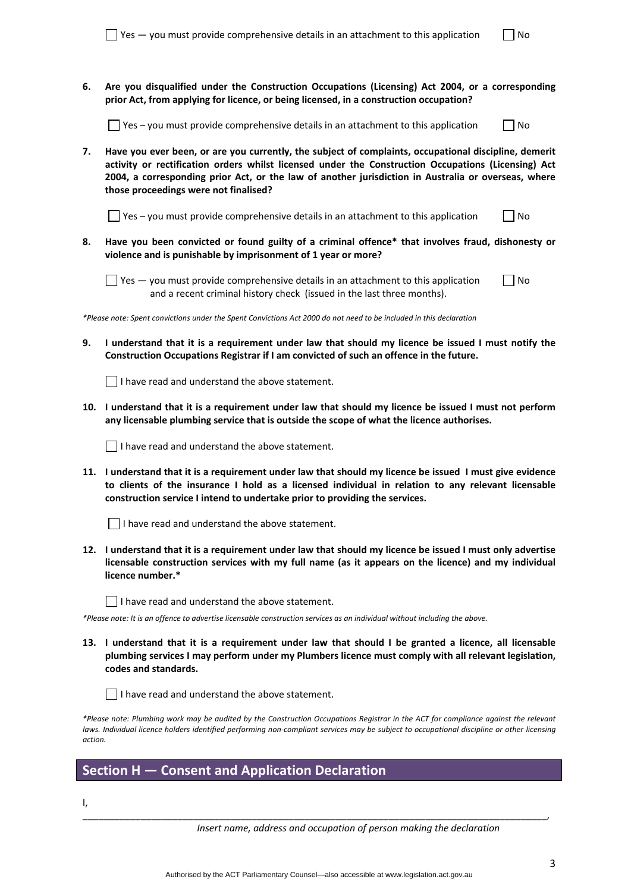☐ Yes — you must provide comprehensive details in an attachment to this application ☐ No

6. **Are you disqualified under the Construction Occupations (Licensing) Act 2004, or a corresponding prior Act, from applying for licence, or being licensed, in a construction occupation?**

   ☐ Yes – you must provide comprehensive details in an attachment to this application ☐ No

7. **Have you ever been, or are you currently, the subject of complaints, occupational discipline, demerit activity or rectification orders whilst licensed under the Construction Occupations (Licensing) Act 2004, a corresponding prior Act, or the law of another jurisdiction in Australia or overseas, where those proceedings were not finalised?**

   ☐ Yes – you must provide comprehensive details in an attachment to this application ☐ No

8. **Have you been convicted or found guilty of a criminal offence* that involves fraud, dishonesty or violence and is punishable by imprisonment of 1 year or more?**

   ☐ Yes — you must provide comprehensive details in an attachment to this application and a recent criminal history check (issued in the last three months). ☐ No

*\*Please note: Spent convictions under the Spent Convictions Act 2000 do not need to be included in this declaration*

9. **I understand that it is a requirement under law that should my licence be issued I must notify the Construction Occupations Registrar if I am convicted of such an offence in the future.**

   ☐ I have read and understand the above statement.

10. **I understand that it is a requirement under law that should my licence be issued I must not perform any licensable plumbing service that is outside the scope of what the licence authorises.**

    ☐ I have read and understand the above statement.

11. **I understand that it is a requirement under law that should my licence be issued I must give evidence to clients of the insurance I hold as a licensed individual in relation to any relevant licensable construction service I intend to undertake prior to providing the services.**

    ☐ I have read and understand the above statement.

12. **I understand that it is a requirement under law that should my licence be issued I must only advertise licensable construction services with my full name (as it appears on the licence) and my individual licence number.***

    ☐ I have read and understand the above statement.

*\*Please note: It is an offence to advertise licensable construction services as an individual without including the above.*

13. **I understand that it is a requirement under law that should I be granted a licence, all licensable plumbing services I may perform under my Plumbers licence must comply with all relevant legislation, codes and standards.**

    ☐ I have read and understand the above statement.

*\*Please note: Plumbing work may be audited by the Construction Occupations Registrar in the ACT for compliance against the relevant laws. Individual licence holders identified performing non-compliant services may be subject to occupational discipline or other licensing action.*

## Section H — Consent and Application Declaration

I,

______________________________________________________________________________________,

*Insert name, address and occupation of person making the declaration*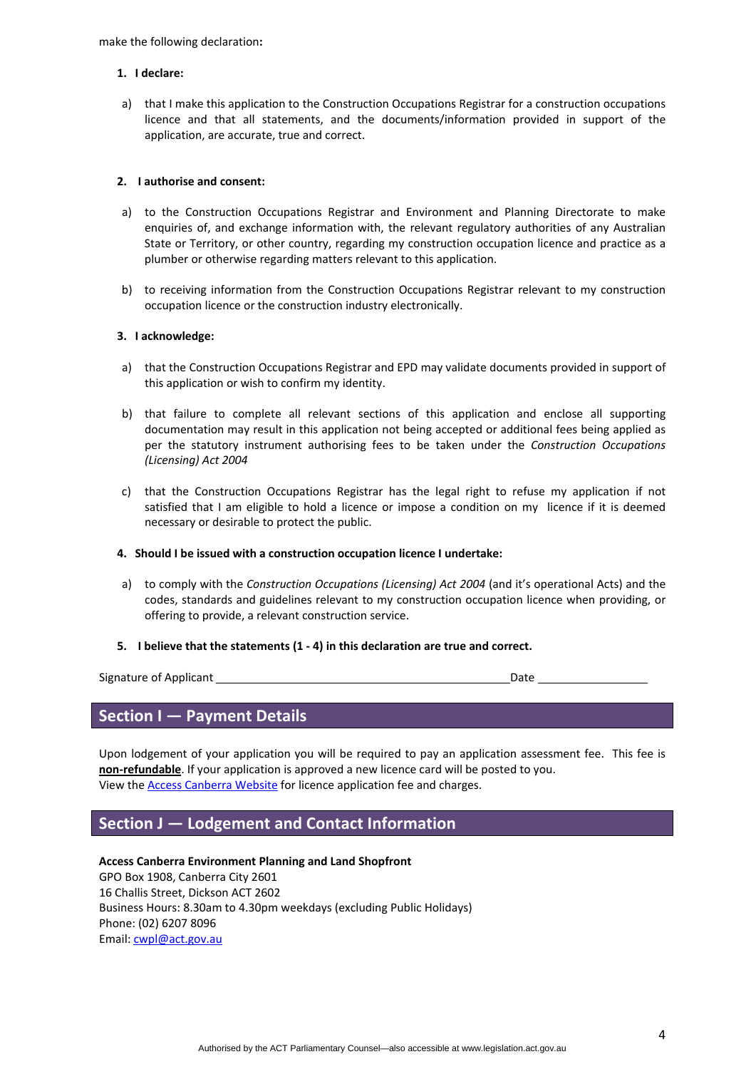make the following declaration**:**

1. **I declare:**

a) that I make this application to the Construction Occupations Registrar for a construction occupations licence and that all statements, and the documents/information provided in support of the application, are accurate, true and correct.

2. **I authorise and consent:**

a) to the Construction Occupations Registrar and Environment and Planning Directorate to make enquiries of, and exchange information with, the relevant regulatory authorities of any Australian State or Territory, or other country, regarding my construction occupation licence and practice as a plumber or otherwise regarding matters relevant to this application.

b) to receiving information from the Construction Occupations Registrar relevant to my construction occupation licence or the construction industry electronically.

3. **I acknowledge:**

a) that the Construction Occupations Registrar and EPD may validate documents provided in support of this application or wish to confirm my identity.

b) that failure to complete all relevant sections of this application and enclose all supporting documentation may result in this application not being accepted or additional fees being applied as per the statutory instrument authorising fees to be taken under the *Construction Occupations (Licensing) Act 2004*

c) that the Construction Occupations Registrar has the legal right to refuse my application if not satisfied that I am eligible to hold a licence or impose a condition on my licence if it is deemed necessary or desirable to protect the public.

4. **Should I be issued with a construction occupation licence I undertake:**

a) to comply with the *Construction Occupations (Licensing) Act 2004* (and it's operational Acts) and the codes, standards and guidelines relevant to my construction occupation licence when providing, or offering to provide, a relevant construction service.

5. **I believe that the statements (1 - 4) in this declaration are true and correct.**

Signature of Applicant ______________________________ Date ______________

## Section I — Payment Details

Upon lodgement of your application you will be required to pay an application assessment fee. This fee is **non-refundable**. If your application is approved a new licence card will be posted to you.
View the Access Canberra Website for licence application fee and charges.

## Section J — Lodgement and Contact Information

**Access Canberra Environment Planning and Land Shopfront**
GPO Box 1908, Canberra City 2601
16 Challis Street, Dickson ACT 2602
Business Hours: 8.30am to 4.30pm weekdays (excluding Public Holidays)
Phone: (02) 6207 8096
Email: cwpl@act.gov.au